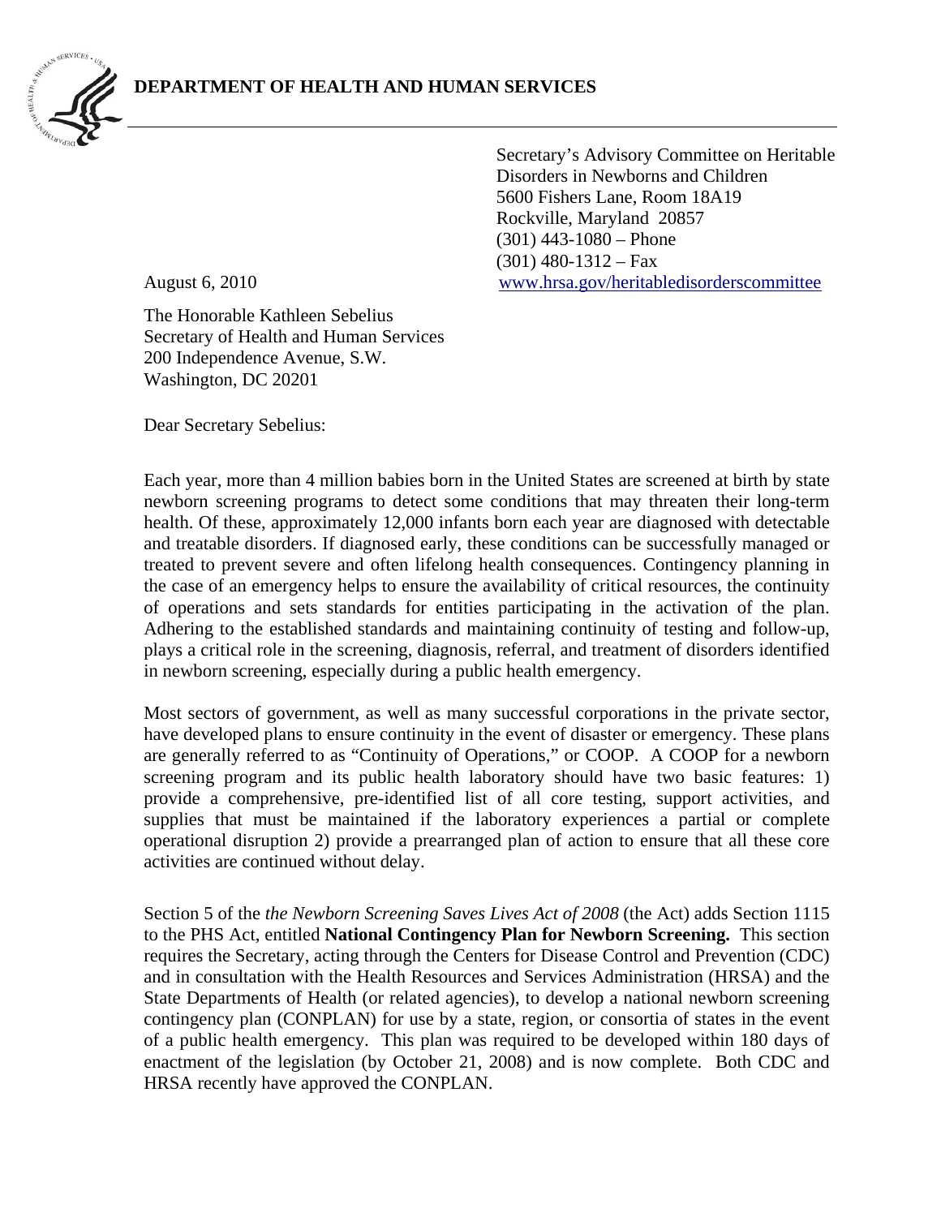**DEPARTMENT OF HEALTH AND HUMAN SERVICES**

Secretary's Advisory Committee on Heritable Disorders in Newborns and Children
5600 Fishers Lane, Room 18A19
Rockville, Maryland 20857
(301) 443-1080 – Phone
(301) 480-1312 – Fax
www.hrsa.gov/heritabledisorderscommittee

August 6, 2010

The Honorable Kathleen Sebelius
Secretary of Health and Human Services
200 Independence Avenue, S.W.
Washington, DC 20201

Dear Secretary Sebelius:

Each year, more than 4 million babies born in the United States are screened at birth by state newborn screening programs to detect some conditions that may threaten their long-term health. Of these, approximately 12,000 infants born each year are diagnosed with detectable and treatable disorders. If diagnosed early, these conditions can be successfully managed or treated to prevent severe and often lifelong health consequences. Contingency planning in the case of an emergency helps to ensure the availability of critical resources, the continuity of operations and sets standards for entities participating in the activation of the plan. Adhering to the established standards and maintaining continuity of testing and follow-up, plays a critical role in the screening, diagnosis, referral, and treatment of disorders identified in newborn screening, especially during a public health emergency.

Most sectors of government, as well as many successful corporations in the private sector, have developed plans to ensure continuity in the event of disaster or emergency. These plans are generally referred to as "Continuity of Operations," or COOP. A COOP for a newborn screening program and its public health laboratory should have two basic features: 1) provide a comprehensive, pre-identified list of all core testing, support activities, and supplies that must be maintained if the laboratory experiences a partial or complete operational disruption 2) provide a prearranged plan of action to ensure that all these core activities are continued without delay.

Section 5 of the *the Newborn Screening Saves Lives Act of 2008* (the Act) adds Section 1115 to the PHS Act, entitled **National Contingency Plan for Newborn Screening.** This section requires the Secretary, acting through the Centers for Disease Control and Prevention (CDC) and in consultation with the Health Resources and Services Administration (HRSA) and the State Departments of Health (or related agencies), to develop a national newborn screening contingency plan (CONPLAN) for use by a state, region, or consortia of states in the event of a public health emergency. This plan was required to be developed within 180 days of enactment of the legislation (by October 21, 2008) and is now complete. Both CDC and HRSA recently have approved the CONPLAN.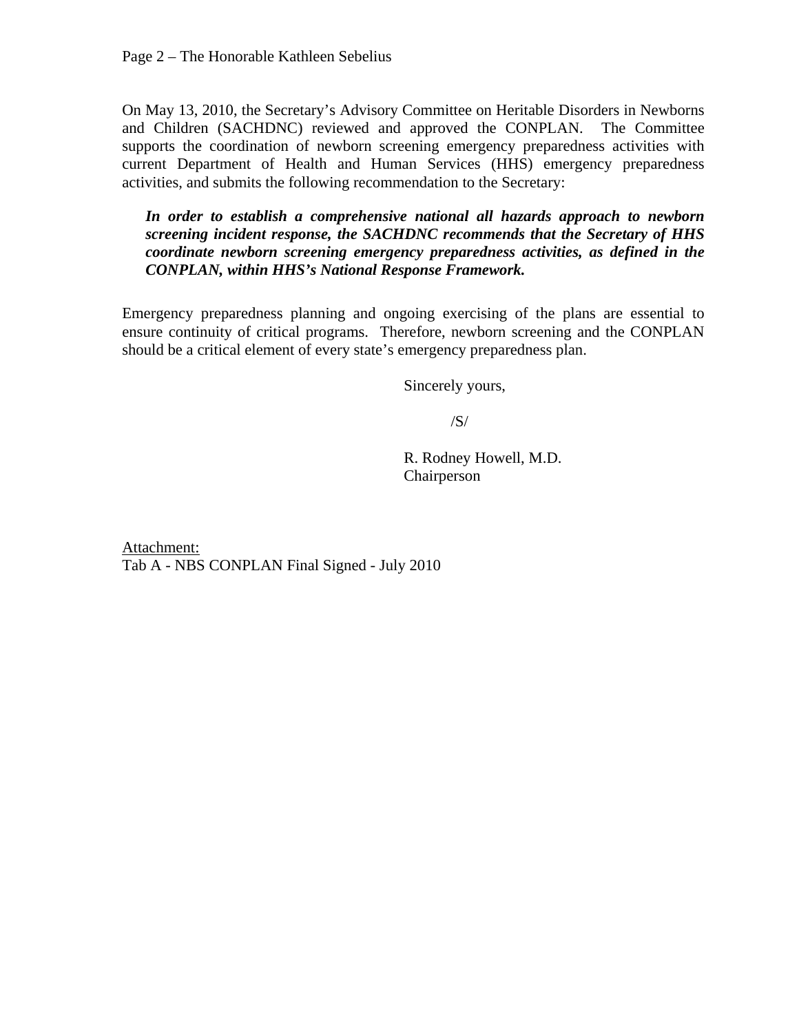On May 13, 2010, the Secretary's Advisory Committee on Heritable Disorders in Newborns and Children (SACHDNC) reviewed and approved the CONPLAN. The Committee supports the coordination of newborn screening emergency preparedness activities with current Department of Health and Human Services (HHS) emergency preparedness activities, and submits the following recommendation to the Secretary:

> ***In order to establish a comprehensive national all hazards approach to newborn screening incident response, the SACHDNC recommends that the Secretary of HHS coordinate newborn screening emergency preparedness activities, as defined in the CONPLAN, within HHS's National Response Framework.***

Emergency preparedness planning and ongoing exercising of the plans are essential to ensure continuity of critical programs. Therefore, newborn screening and the CONPLAN should be a critical element of every state's emergency preparedness plan.

Sincerely yours,

/S/

R. Rodney Howell, M.D.
Chairperson

Attachment:
Tab A - NBS CONPLAN Final Signed - July 2010